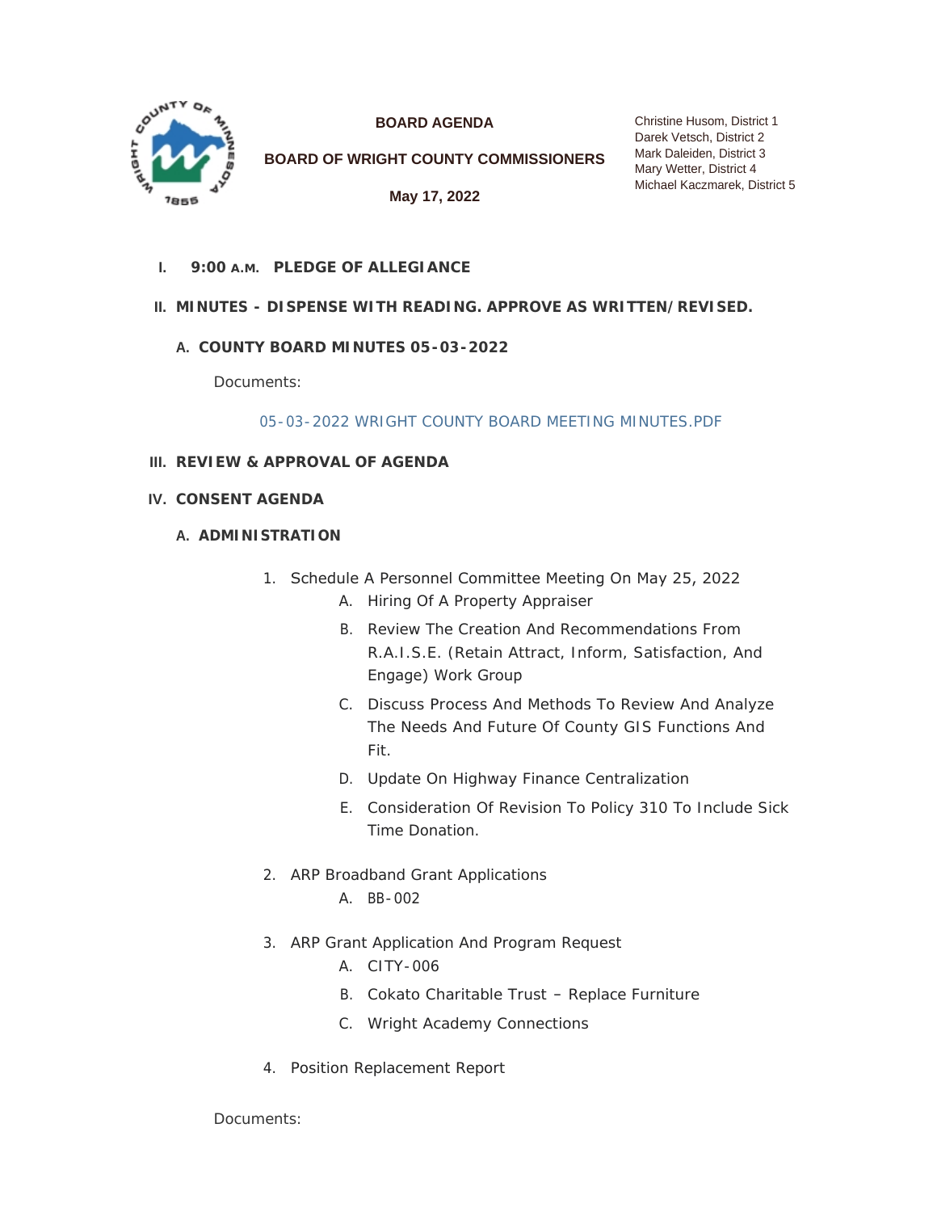# BOARD AGENDA

## BOARD OF WRIGHT COUNTY COMMISSIONERS

**May 17, 2022**

Christine Husom, District 1
Darek Vetsch, District 2
Mark Daleiden, District 3
Mary Wetter, District 4
Michael Kaczmarek, District 5

**I. 9:00 A.M. PLEDGE OF ALLEGIANCE**

**II. MINUTES - DISPENSE WITH READING. APPROVE AS WRITTEN/REVISED.**

**A. COUNTY BOARD MINUTES 05-03-2022**

Documents:

05-03-2022 WRIGHT COUNTY BOARD MEETING MINUTES.PDF

**III. REVIEW & APPROVAL OF AGENDA**

**IV. CONSENT AGENDA**

**A. ADMINISTRATION**

1. Schedule A Personnel Committee Meeting On May 25, 2022
   - A. Hiring Of A Property Appraiser
   - B. Review The Creation And Recommendations From R.A.I.S.E. (Retain Attract, Inform, Satisfaction, And Engage) Work Group
   - C. Discuss Process And Methods To Review And Analyze The Needs And Future Of County GIS Functions And Fit.
   - D. Update On Highway Finance Centralization
   - E. Consideration Of Revision To Policy 310 To Include Sick Time Donation.
2. ARP Broadband Grant Applications
   - A. BB-002
3. ARP Grant Application And Program Request
   - A. CITY-006
   - B. Cokato Charitable Trust – Replace Furniture
   - C. Wright Academy Connections
4. Position Replacement Report

Documents: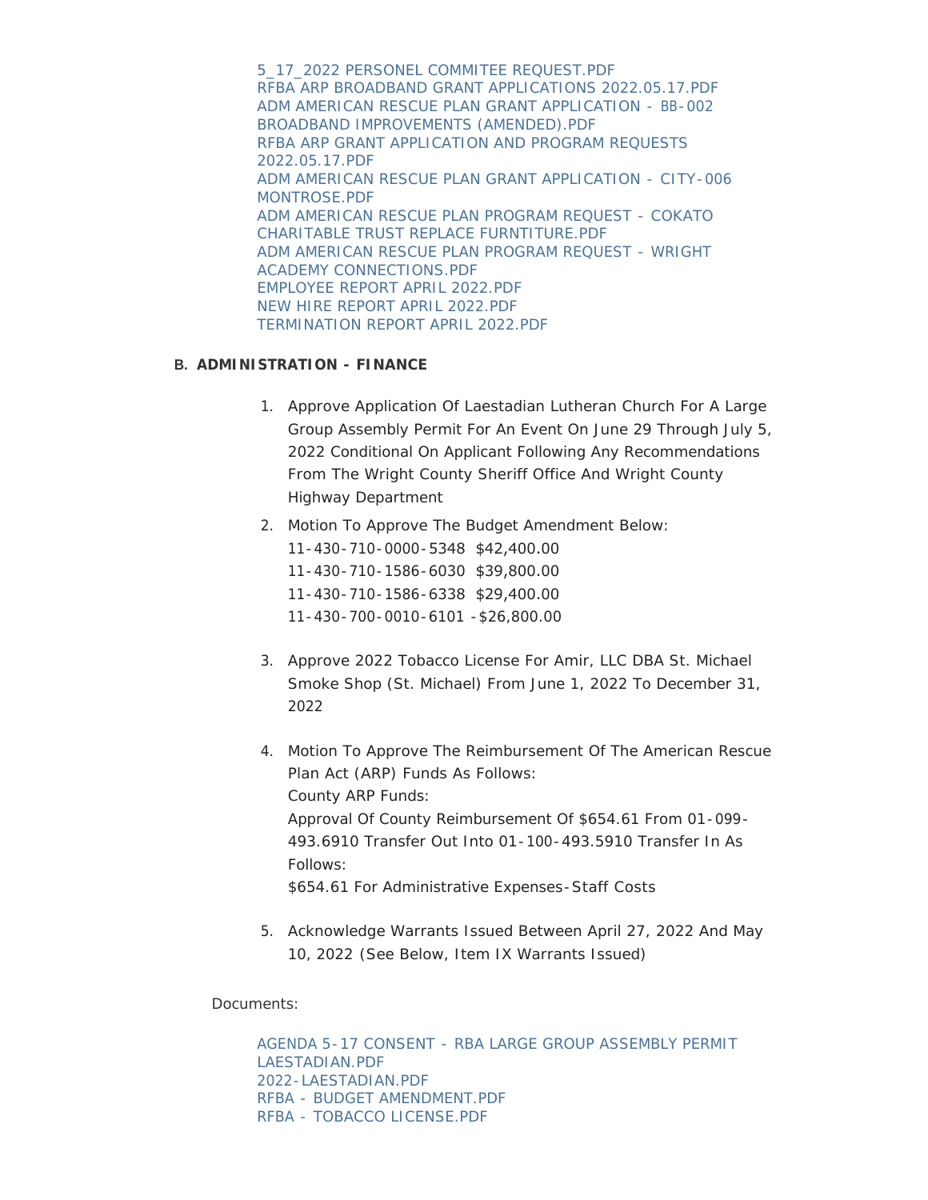5_17_2022 PERSONEL COMMITEE REQUEST.PDF
RFBA ARP BROADBAND GRANT APPLICATIONS 2022.05.17.PDF
ADM AMERICAN RESCUE PLAN GRANT APPLICATION - BB-002 BROADBAND IMPROVEMENTS (AMENDED).PDF
RFBA ARP GRANT APPLICATION AND PROGRAM REQUESTS 2022.05.17.PDF
ADM AMERICAN RESCUE PLAN GRANT APPLICATION - CITY-006 MONTROSE.PDF
ADM AMERICAN RESCUE PLAN PROGRAM REQUEST - COKATO CHARITABLE TRUST REPLACE FURNTITURE.PDF
ADM AMERICAN RESCUE PLAN PROGRAM REQUEST - WRIGHT ACADEMY CONNECTIONS.PDF
EMPLOYEE REPORT APRIL 2022.PDF
NEW HIRE REPORT APRIL 2022.PDF
TERMINATION REPORT APRIL 2022.PDF

B. **ADMINISTRATION - FINANCE**

1. Approve Application Of Laestadian Lutheran Church For A Large Group Assembly Permit For An Event On June 29 Through July 5, 2022 Conditional On Applicant Following Any Recommendations From The Wright County Sheriff Office And Wright County Highway Department
2. Motion To Approve The Budget Amendment Below:
   11-430-710-0000-5348 $42,400.00
   11-430-710-1586-6030 $39,800.00
   11-430-710-1586-6338 $29,400.00
   11-430-700-0010-6101 -$26,800.00
3. Approve 2022 Tobacco License For Amir, LLC DBA St. Michael Smoke Shop (St. Michael) From June 1, 2022 To December 31, 2022
4. Motion To Approve The Reimbursement Of The American Rescue Plan Act (ARP) Funds As Follows:
   County ARP Funds:
   Approval Of County Reimbursement Of $654.61 From 01-099-493.6910 Transfer Out Into 01-100-493.5910 Transfer In As Follows:
   $654.61 For Administrative Expenses-Staff Costs
5. Acknowledge Warrants Issued Between April 27, 2022 And May 10, 2022 (See Below, Item IX Warrants Issued)

Documents:

AGENDA 5-17 CONSENT - RBA LARGE GROUP ASSEMBLY PERMIT LAESTADIAN.PDF
2022-LAESTADIAN.PDF
RFBA - BUDGET AMENDMENT.PDF
RFBA - TOBACCO LICENSE.PDF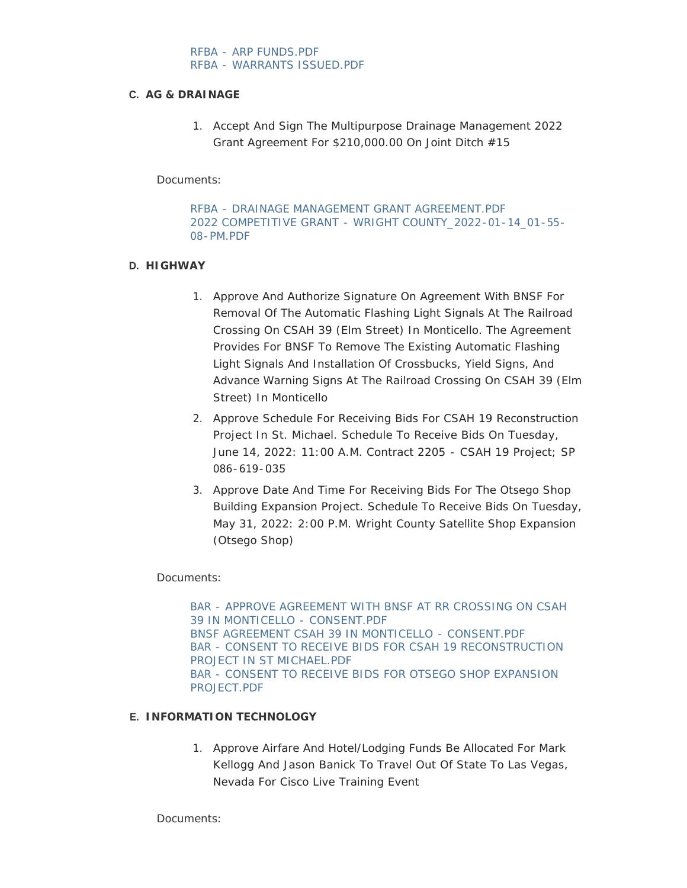RFBA - ARP FUNDS.PDF
RFBA - WARRANTS ISSUED.PDF

C. **AG & DRAINAGE**

1. Accept And Sign The Multipurpose Drainage Management 2022 Grant Agreement For $210,000.00 On Joint Ditch #15

Documents:

RFBA - DRAINAGE MANAGEMENT GRANT AGREEMENT.PDF
2022 COMPETITIVE GRANT - WRIGHT COUNTY_2022-01-14_01-55-08-PM.PDF

D. **HIGHWAY**

1. Approve And Authorize Signature On Agreement With BNSF For Removal Of The Automatic Flashing Light Signals At The Railroad Crossing On CSAH 39 (Elm Street) In Monticello. The Agreement Provides For BNSF To Remove The Existing Automatic Flashing Light Signals And Installation Of Crossbucks, Yield Signs, And Advance Warning Signs At The Railroad Crossing On CSAH 39 (Elm Street) In Monticello
2. Approve Schedule For Receiving Bids For CSAH 19 Reconstruction Project In St. Michael. Schedule To Receive Bids On Tuesday, June 14, 2022: 11:00 A.M. Contract 2205 - CSAH 19 Project; SP 086-619-035
3. Approve Date And Time For Receiving Bids For The Otsego Shop Building Expansion Project. Schedule To Receive Bids On Tuesday, May 31, 2022: 2:00 P.M. Wright County Satellite Shop Expansion (Otsego Shop)

Documents:

BAR - APPROVE AGREEMENT WITH BNSF AT RR CROSSING ON CSAH 39 IN MONTICELLO - CONSENT.PDF
BNSF AGREEMENT CSAH 39 IN MONTICELLO - CONSENT.PDF
BAR - CONSENT TO RECEIVE BIDS FOR CSAH 19 RECONSTRUCTION PROJECT IN ST MICHAEL.PDF
BAR - CONSENT TO RECEIVE BIDS FOR OTSEGO SHOP EXPANSION PROJECT.PDF

E. **INFORMATION TECHNOLOGY**

1. Approve Airfare And Hotel/Lodging Funds Be Allocated For Mark Kellogg And Jason Banick To Travel Out Of State To Las Vegas, Nevada For Cisco Live Training Event

Documents: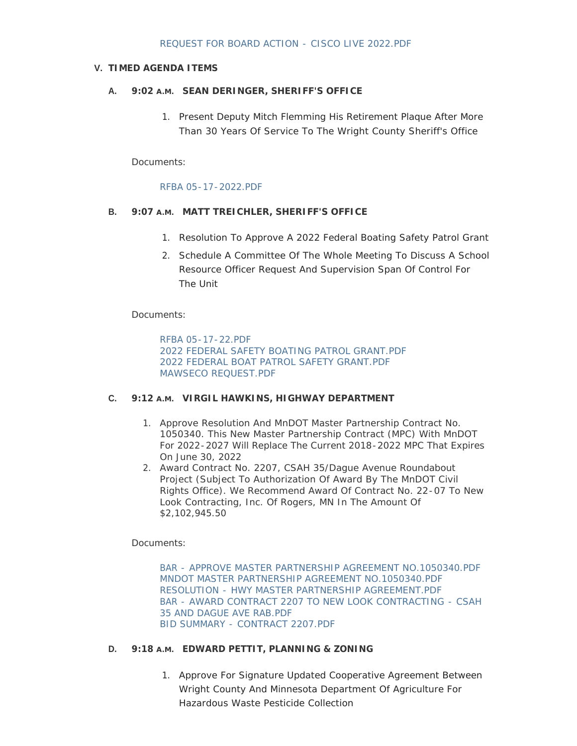REQUEST FOR BOARD ACTION - CISCO LIVE 2022.PDF

## V. TIMED AGENDA ITEMS

### A. 9:02 A.M. SEAN DERINGER, SHERIFF'S OFFICE

1. Present Deputy Mitch Flemming His Retirement Plaque After More Than 30 Years Of Service To The Wright County Sheriff's Office

Documents:

RFBA 05-17-2022.PDF

### B. 9:07 A.M. MATT TREICHLER, SHERIFF'S OFFICE

1. Resolution To Approve A 2022 Federal Boating Safety Patrol Grant
2. Schedule A Committee Of The Whole Meeting To Discuss A School Resource Officer Request And Supervision Span Of Control For The Unit

Documents:

RFBA 05-17-22.PDF
2022 FEDERAL SAFETY BOATING PATROL GRANT.PDF
2022 FEDERAL BOAT PATROL SAFETY GRANT.PDF
MAWSECO REQUEST.PDF

### C. 9:12 A.M. VIRGIL HAWKINS, HIGHWAY DEPARTMENT

1. Approve Resolution And MnDOT Master Partnership Contract No. 1050340. This New Master Partnership Contract (MPC) With MnDOT For 2022-2027 Will Replace The Current 2018-2022 MPC That Expires On June 30, 2022
2. Award Contract No. 2207, CSAH 35/Dague Avenue Roundabout Project (Subject To Authorization Of Award By The MnDOT Civil Rights Office). We Recommend Award Of Contract No. 22-07 To New Look Contracting, Inc. Of Rogers, MN In The Amount Of $2,102,945.50

Documents:

BAR - APPROVE MASTER PARTNERSHIP AGREEMENT NO.1050340.PDF
MNDOT MASTER PARTNERSHIP AGREEMENT NO.1050340.PDF
RESOLUTION - HWY MASTER PARTNERSHIP AGREEMENT.PDF
BAR - AWARD CONTRACT 2207 TO NEW LOOK CONTRACTING - CSAH 35 AND DAGUE AVE RAB.PDF
BID SUMMARY - CONTRACT 2207.PDF

### D. 9:18 A.M. EDWARD PETTIT, PLANNING & ZONING

1. Approve For Signature Updated Cooperative Agreement Between Wright County And Minnesota Department Of Agriculture For Hazardous Waste Pesticide Collection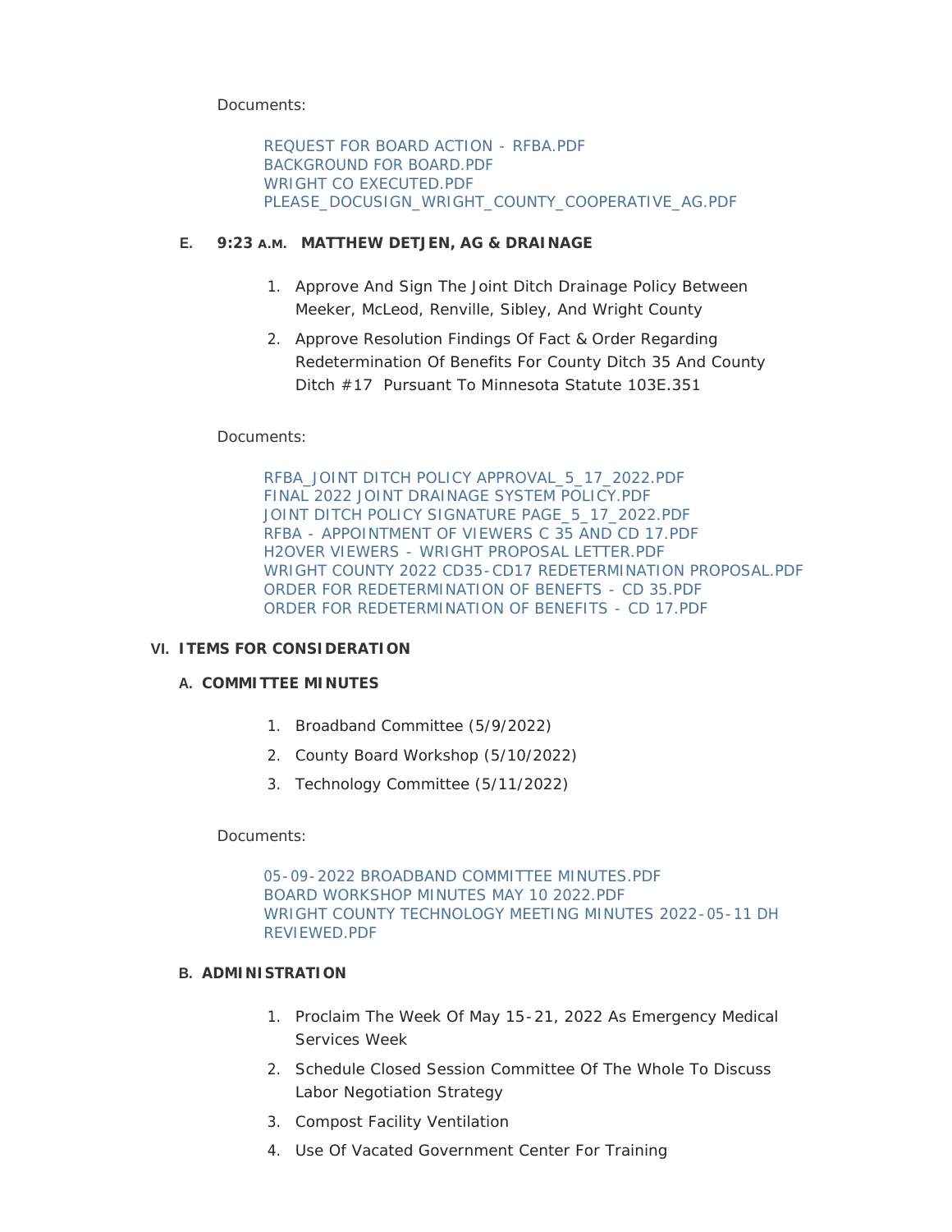Documents:

REQUEST FOR BOARD ACTION - RFBA.PDF
BACKGROUND FOR BOARD.PDF
WRIGHT CO EXECUTED.PDF
PLEASE_DOCUSIGN_WRIGHT_COUNTY_COOPERATIVE_AG.PDF

### E. 9:23 A.M. MATTHEW DETJEN, AG & DRAINAGE

1. Approve And Sign The Joint Ditch Drainage Policy Between Meeker, McLeod, Renville, Sibley, And Wright County
2. Approve Resolution Findings Of Fact & Order Regarding Redetermination Of Benefits For County Ditch 35 And County Ditch #17 Pursuant To Minnesota Statute 103E.351

Documents:

RFBA_JOINT DITCH POLICY APPROVAL_5_17_2022.PDF
FINAL 2022 JOINT DRAINAGE SYSTEM POLICY.PDF
JOINT DITCH POLICY SIGNATURE PAGE_5_17_2022.PDF
RFBA - APPOINTMENT OF VIEWERS C 35 AND CD 17.PDF
H2OVER VIEWERS - WRIGHT PROPOSAL LETTER.PDF
WRIGHT COUNTY 2022 CD35-CD17 REDETERMINATION PROPOSAL.PDF
ORDER FOR REDETERMINATION OF BENEFITS - CD 35.PDF
ORDER FOR REDETERMINATION OF BENEFITS - CD 17.PDF

## VI. ITEMS FOR CONSIDERATION

### A. COMMITTEE MINUTES

1. Broadband Committee (5/9/2022)
2. County Board Workshop (5/10/2022)
3. Technology Committee (5/11/2022)

Documents:

05-09-2022 BROADBAND COMMITTEE MINUTES.PDF
BOARD WORKSHOP MINUTES MAY 10 2022.PDF
WRIGHT COUNTY TECHNOLOGY MEETING MINUTES 2022-05-11 DH REVIEWED.PDF

### B. ADMINISTRATION

1. Proclaim The Week Of May 15-21, 2022 As Emergency Medical Services Week
2. Schedule Closed Session Committee Of The Whole To Discuss Labor Negotiation Strategy
3. Compost Facility Ventilation
4. Use Of Vacated Government Center For Training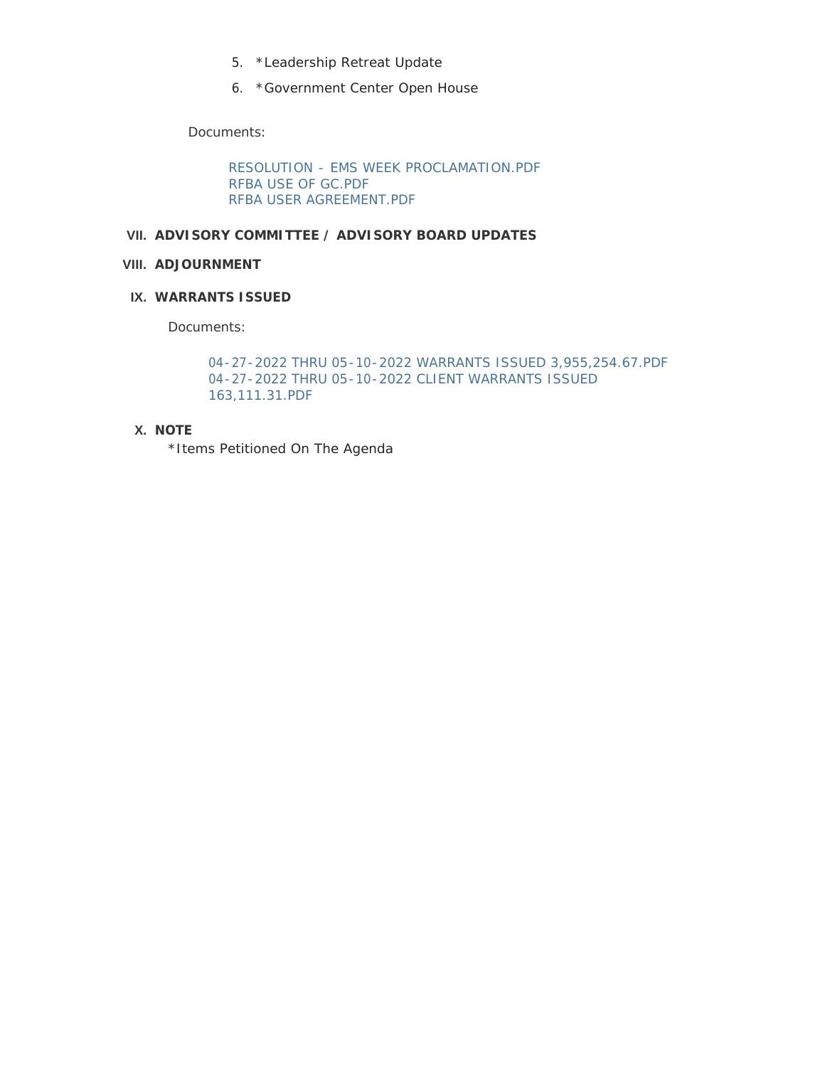5. *Leadership Retreat Update
6. *Government Center Open House

Documents:

RESOLUTION - EMS WEEK PROCLAMATION.PDF
RFBA USE OF GC.PDF
RFBA USER AGREEMENT.PDF

## VII. ADVISORY COMMITTEE / ADVISORY BOARD UPDATES

## VIII. ADJOURNMENT

## IX. WARRANTS ISSUED

Documents:

04-27-2022 THRU 05-10-2022 WARRANTS ISSUED 3,955,254.67.PDF
04-27-2022 THRU 05-10-2022 CLIENT WARRANTS ISSUED 163,111.31.PDF

## X. NOTE

*Items Petitioned On The Agenda